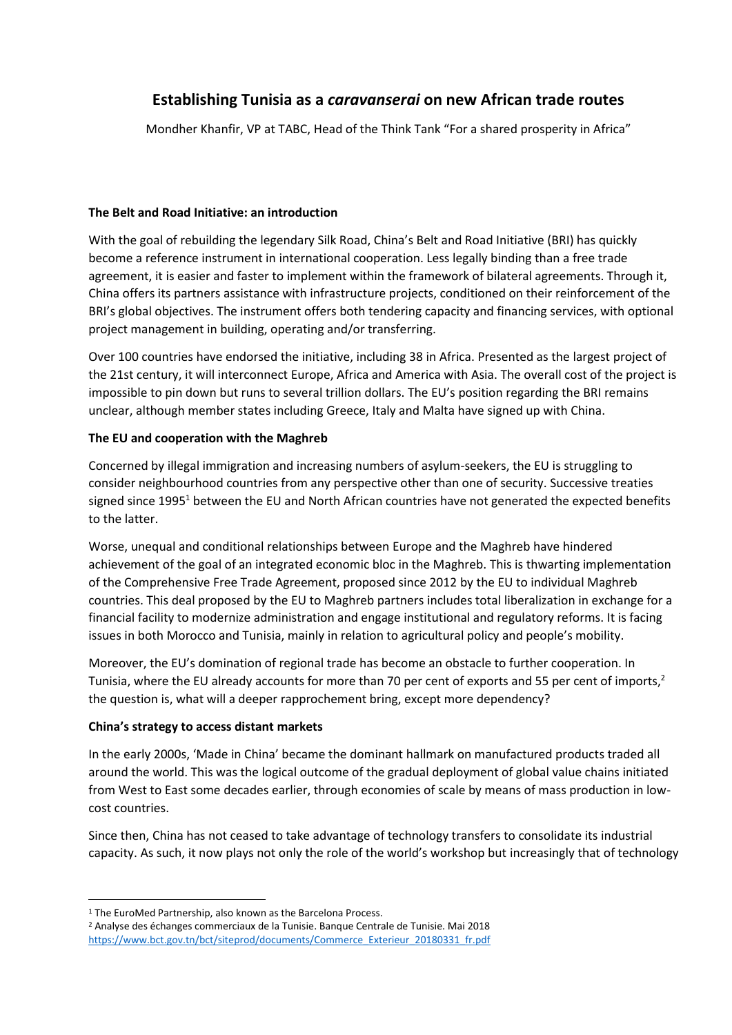# Establishing Tunisia as a *caravanserai* on new African trade routes

Mondher Khanfir, VP at TABC, Head of the Think Tank "For a shared prosperity in Africa"

**The Belt and Road Initiative: an introduction**

With the goal of rebuilding the legendary Silk Road, China's Belt and Road Initiative (BRI) has quickly become a reference instrument in international cooperation. Less legally binding than a free trade agreement, it is easier and faster to implement within the framework of bilateral agreements. Through it, China offers its partners assistance with infrastructure projects, conditioned on their reinforcement of the BRI's global objectives. The instrument offers both tendering capacity and financing services, with optional project management in building, operating and/or transferring.

Over 100 countries have endorsed the initiative, including 38 in Africa. Presented as the largest project of the 21st century, it will interconnect Europe, Africa and America with Asia. The overall cost of the project is impossible to pin down but runs to several trillion dollars. The EU's position regarding the BRI remains unclear, although member states including Greece, Italy and Malta have signed up with China.

**The EU and cooperation with the Maghreb**

Concerned by illegal immigration and increasing numbers of asylum-seekers, the EU is struggling to consider neighbourhood countries from any perspective other than one of security. Successive treaties signed since 1995[1] between the EU and North African countries have not generated the expected benefits to the latter.

Worse, unequal and conditional relationships between Europe and the Maghreb have hindered achievement of the goal of an integrated economic bloc in the Maghreb. This is thwarting implementation of the Comprehensive Free Trade Agreement, proposed since 2012 by the EU to individual Maghreb countries. This deal proposed by the EU to Maghreb partners includes total liberalization in exchange for a financial facility to modernize administration and engage institutional and regulatory reforms. It is facing issues in both Morocco and Tunisia, mainly in relation to agricultural policy and people's mobility.

Moreover, the EU's domination of regional trade has become an obstacle to further cooperation. In Tunisia, where the EU already accounts for more than 70 per cent of exports and 55 per cent of imports,[2] the question is, what will a deeper rapprochement bring, except more dependency?

**China's strategy to access distant markets**

In the early 2000s, 'Made in China' became the dominant hallmark on manufactured products traded all around the world. This was the logical outcome of the gradual deployment of global value chains initiated from West to East some decades earlier, through economies of scale by means of mass production in low-cost countries.

Since then, China has not ceased to take advantage of technology transfers to consolidate its industrial capacity. As such, it now plays not only the role of the world's workshop but increasingly that of technology

---

[1] The EuroMed Partnership, also known as the Barcelona Process.

[2] Analyse des échanges commerciaux de la Tunisie. Banque Centrale de Tunisie. Mai 2018 https://www.bct.gov.tn/bct/siteprod/documents/Commerce_Exterieur_20180331_fr.pdf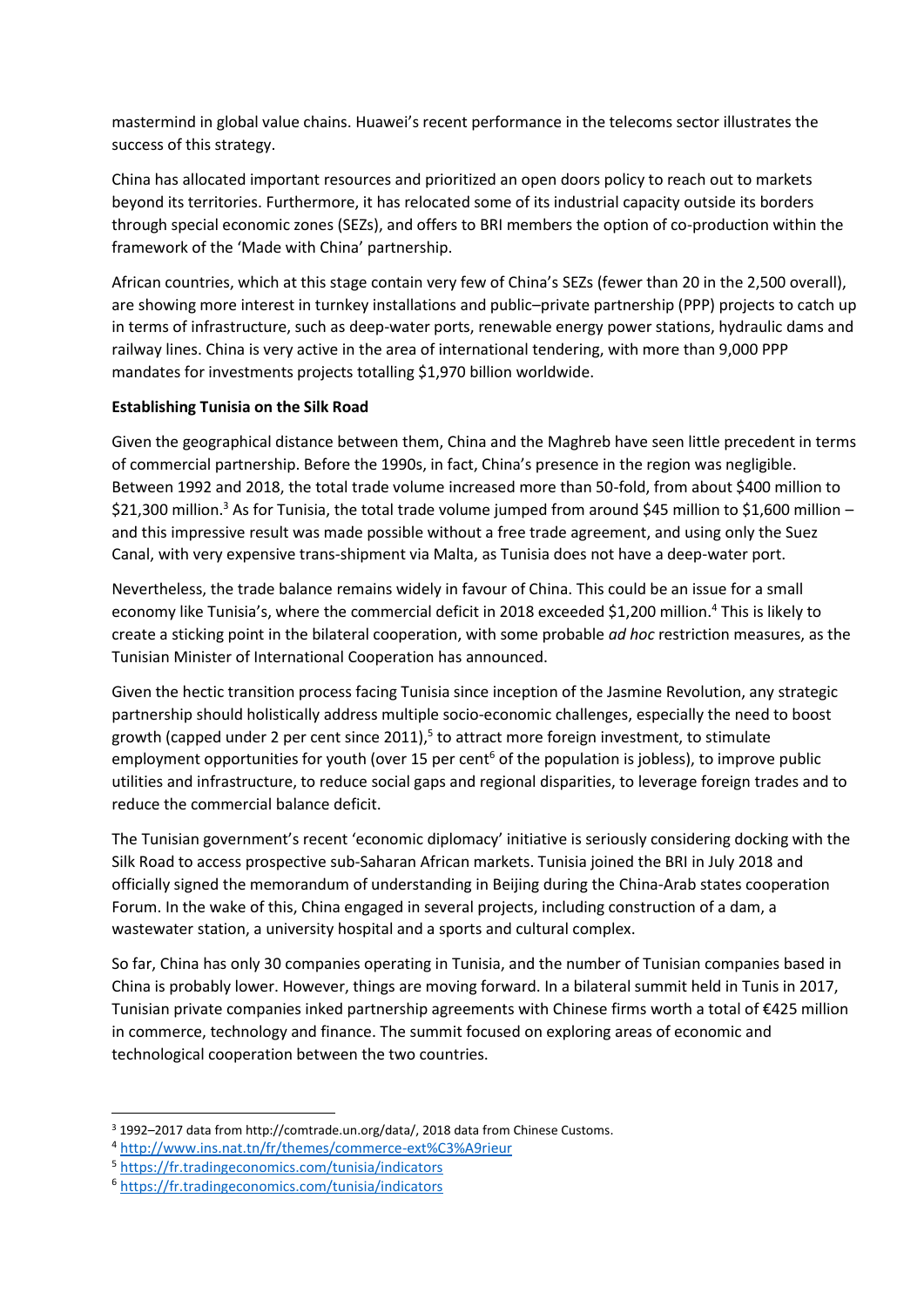mastermind in global value chains. Huawei's recent performance in the telecoms sector illustrates the success of this strategy.

China has allocated important resources and prioritized an open doors policy to reach out to markets beyond its territories. Furthermore, it has relocated some of its industrial capacity outside its borders through special economic zones (SEZs), and offers to BRI members the option of co-production within the framework of the 'Made with China' partnership.

African countries, which at this stage contain very few of China's SEZs (fewer than 20 in the 2,500 overall), are showing more interest in turnkey installations and public–private partnership (PPP) projects to catch up in terms of infrastructure, such as deep-water ports, renewable energy power stations, hydraulic dams and railway lines. China is very active in the area of international tendering, with more than 9,000 PPP mandates for investments projects totalling $1,970 billion worldwide.

**Establishing Tunisia on the Silk Road**

Given the geographical distance between them, China and the Maghreb have seen little precedent in terms of commercial partnership. Before the 1990s, in fact, China's presence in the region was negligible. Between 1992 and 2018, the total trade volume increased more than 50-fold, from about $400 million to $21,300 million.[3] As for Tunisia, the total trade volume jumped from around $45 million to $1,600 million – and this impressive result was made possible without a free trade agreement, and using only the Suez Canal, with very expensive trans-shipment via Malta, as Tunisia does not have a deep-water port.

Nevertheless, the trade balance remains widely in favour of China. This could be an issue for a small economy like Tunisia's, where the commercial deficit in 2018 exceeded $1,200 million.[4] This is likely to create a sticking point in the bilateral cooperation, with some probable *ad hoc* restriction measures, as the Tunisian Minister of International Cooperation has announced.

Given the hectic transition process facing Tunisia since inception of the Jasmine Revolution, any strategic partnership should holistically address multiple socio-economic challenges, especially the need to boost growth (capped under 2 per cent since 2011),[5] to attract more foreign investment, to stimulate employment opportunities for youth (over 15 per cent[6] of the population is jobless), to improve public utilities and infrastructure, to reduce social gaps and regional disparities, to leverage foreign trades and to reduce the commercial balance deficit.

The Tunisian government's recent 'economic diplomacy' initiative is seriously considering docking with the Silk Road to access prospective sub-Saharan African markets. Tunisia joined the BRI in July 2018 and officially signed the memorandum of understanding in Beijing during the China-Arab states cooperation Forum. In the wake of this, China engaged in several projects, including construction of a dam, a wastewater station, a university hospital and a sports and cultural complex.

So far, China has only 30 companies operating in Tunisia, and the number of Tunisian companies based in China is probably lower. However, things are moving forward. In a bilateral summit held in Tunis in 2017, Tunisian private companies inked partnership agreements with Chinese firms worth a total of €425 million in commerce, technology and finance. The summit focused on exploring areas of economic and technological cooperation between the two countries.

---

[3] 1992–2017 data from http://comtrade.un.org/data/, 2018 data from Chinese Customs.

[4] http://www.ins.nat.tn/fr/themes/commerce-ext%C3%A9rieur

[5] https://fr.tradingeconomics.com/tunisia/indicators

[6] https://fr.tradingeconomics.com/tunisia/indicators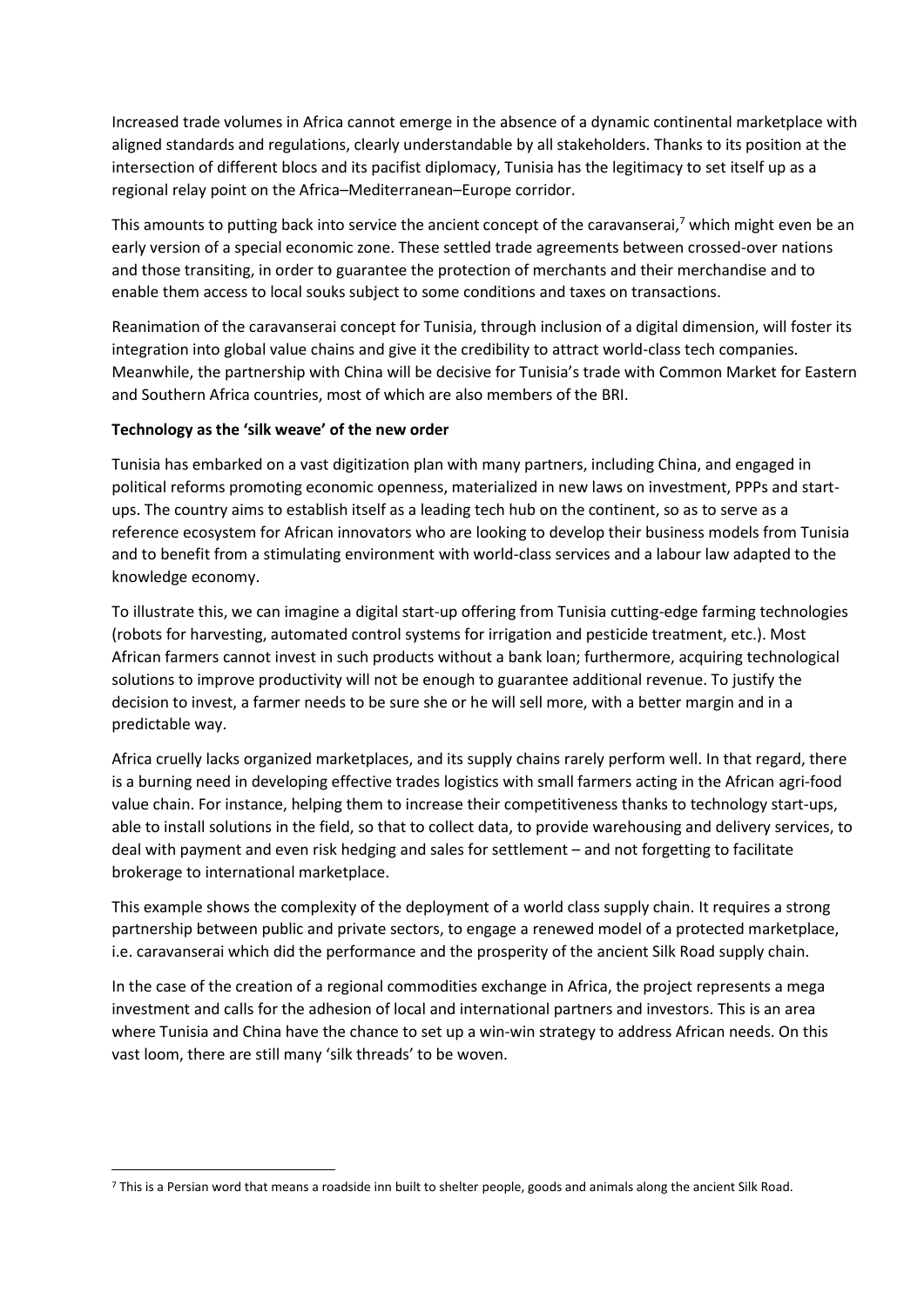Increased trade volumes in Africa cannot emerge in the absence of a dynamic continental marketplace with aligned standards and regulations, clearly understandable by all stakeholders. Thanks to its position at the intersection of different blocs and its pacifist diplomacy, Tunisia has the legitimacy to set itself up as a regional relay point on the Africa–Mediterranean–Europe corridor.

This amounts to putting back into service the ancient concept of the caravanserai,[7] which might even be an early version of a special economic zone. These settled trade agreements between crossed-over nations and those transiting, in order to guarantee the protection of merchants and their merchandise and to enable them access to local souks subject to some conditions and taxes on transactions.

Reanimation of the caravanserai concept for Tunisia, through inclusion of a digital dimension, will foster its integration into global value chains and give it the credibility to attract world-class tech companies. Meanwhile, the partnership with China will be decisive for Tunisia's trade with Common Market for Eastern and Southern Africa countries, most of which are also members of the BRI.

**Technology as the 'silk weave' of the new order**

Tunisia has embarked on a vast digitization plan with many partners, including China, and engaged in political reforms promoting economic openness, materialized in new laws on investment, PPPs and start-ups. The country aims to establish itself as a leading tech hub on the continent, so as to serve as a reference ecosystem for African innovators who are looking to develop their business models from Tunisia and to benefit from a stimulating environment with world-class services and a labour law adapted to the knowledge economy.

To illustrate this, we can imagine a digital start-up offering from Tunisia cutting-edge farming technologies (robots for harvesting, automated control systems for irrigation and pesticide treatment, etc.). Most African farmers cannot invest in such products without a bank loan; furthermore, acquiring technological solutions to improve productivity will not be enough to guarantee additional revenue. To justify the decision to invest, a farmer needs to be sure she or he will sell more, with a better margin and in a predictable way.

Africa cruelly lacks organized marketplaces, and its supply chains rarely perform well. In that regard, there is a burning need in developing effective trades logistics with small farmers acting in the African agri-food value chain. For instance, helping them to increase their competitiveness thanks to technology start-ups, able to install solutions in the field, so that to collect data, to provide warehousing and delivery services, to deal with payment and even risk hedging and sales for settlement – and not forgetting to facilitate brokerage to international marketplace.

This example shows the complexity of the deployment of a world class supply chain. It requires a strong partnership between public and private sectors, to engage a renewed model of a protected marketplace, i.e. caravanserai which did the performance and the prosperity of the ancient Silk Road supply chain.

In the case of the creation of a regional commodities exchange in Africa, the project represents a mega investment and calls for the adhesion of local and international partners and investors. This is an area where Tunisia and China have the chance to set up a win-win strategy to address African needs. On this vast loom, there are still many 'silk threads' to be woven.

---

[7] This is a Persian word that means a roadside inn built to shelter people, goods and animals along the ancient Silk Road.